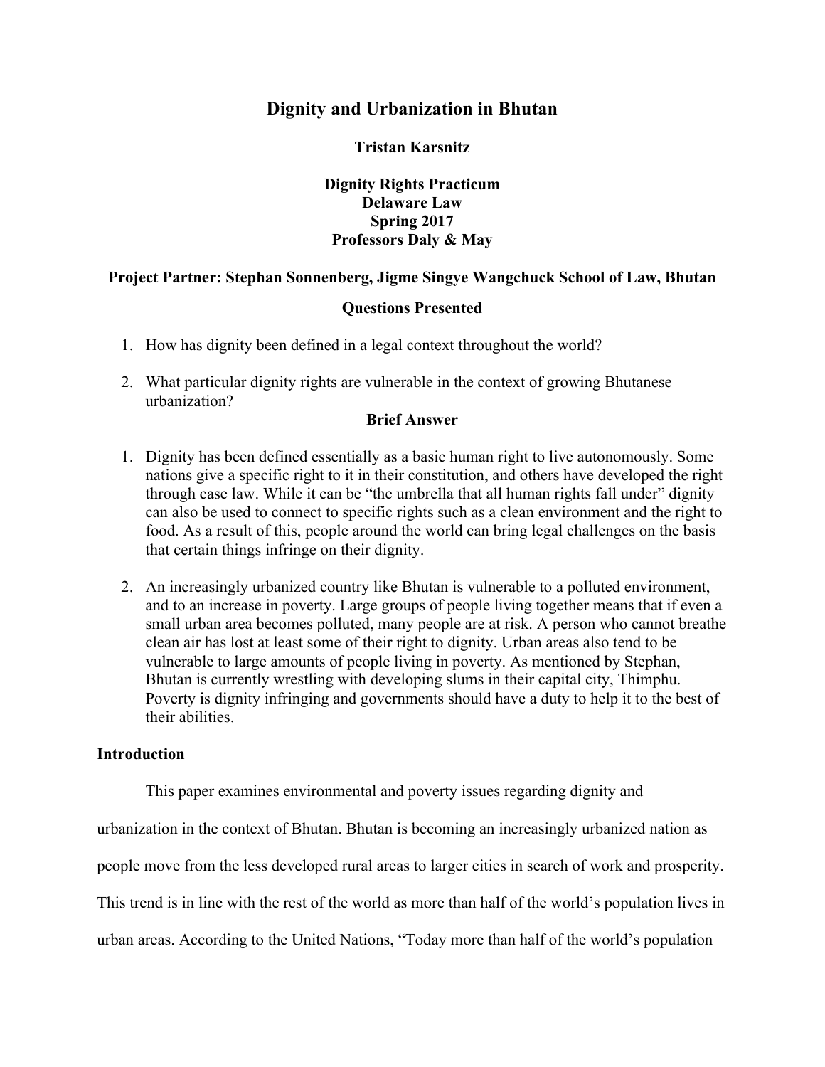# Dignity and Urbanization in Bhutan

**Tristan Karsnitz**

**Dignity Rights Practicum**
**Delaware Law**
**Spring 2017**
**Professors Daly & May**

**Project Partner: Stephan Sonnenberg, Jigme Singye Wangchuck School of Law, Bhutan**

## Questions Presented

1. How has dignity been defined in a legal context throughout the world?

2. What particular dignity rights are vulnerable in the context of growing Bhutanese urbanization?

## Brief Answer

1. Dignity has been defined essentially as a basic human right to live autonomously. Some nations give a specific right to it in their constitution, and others have developed the right through case law. While it can be "the umbrella that all human rights fall under" dignity can also be used to connect to specific rights such as a clean environment and the right to food. As a result of this, people around the world can bring legal challenges on the basis that certain things infringe on their dignity.

2. An increasingly urbanized country like Bhutan is vulnerable to a polluted environment, and to an increase in poverty. Large groups of people living together means that if even a small urban area becomes polluted, many people are at risk. A person who cannot breathe clean air has lost at least some of their right to dignity. Urban areas also tend to be vulnerable to large amounts of people living in poverty. As mentioned by Stephan, Bhutan is currently wrestling with developing slums in their capital city, Thimphu. Poverty is dignity infringing and governments should have a duty to help it to the best of their abilities.

## Introduction

This paper examines environmental and poverty issues regarding dignity and urbanization in the context of Bhutan. Bhutan is becoming an increasingly urbanized nation as people move from the less developed rural areas to larger cities in search of work and prosperity. This trend is in line with the rest of the world as more than half of the world's population lives in urban areas. According to the United Nations, "Today more than half of the world's population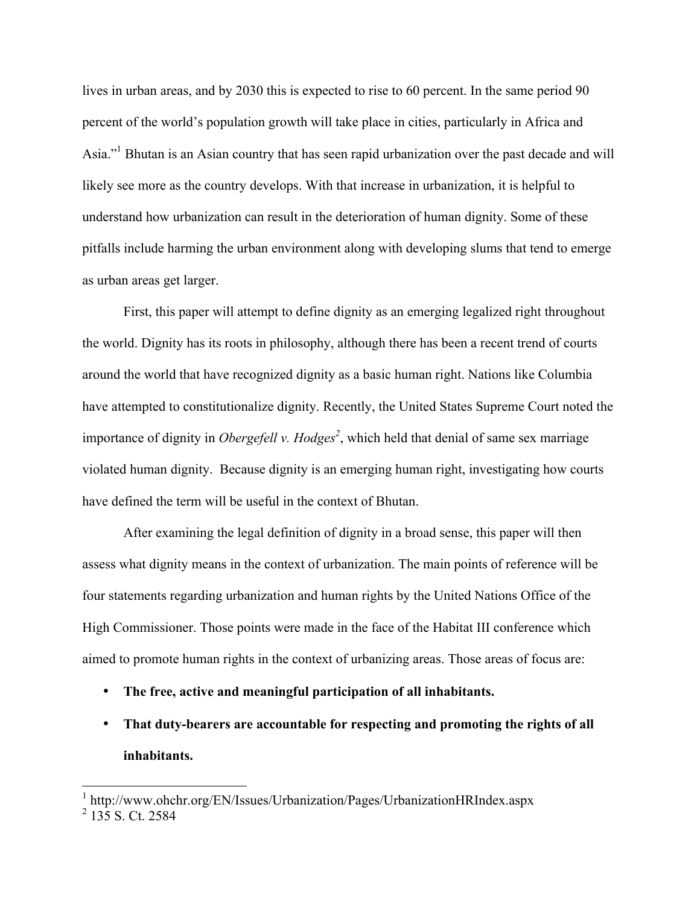lives in urban areas, and by 2030 this is expected to rise to 60 percent. In the same period 90 percent of the world's population growth will take place in cities, particularly in Africa and Asia."[1] Bhutan is an Asian country that has seen rapid urbanization over the past decade and will likely see more as the country develops. With that increase in urbanization, it is helpful to understand how urbanization can result in the deterioration of human dignity. Some of these pitfalls include harming the urban environment along with developing slums that tend to emerge as urban areas get larger.

First, this paper will attempt to define dignity as an emerging legalized right throughout the world. Dignity has its roots in philosophy, although there has been a recent trend of courts around the world that have recognized dignity as a basic human right. Nations like Columbia have attempted to constitutionalize dignity. Recently, the United States Supreme Court noted the importance of dignity in *Obergefell v. Hodges*[2], which held that denial of same sex marriage violated human dignity. Because dignity is an emerging human right, investigating how courts have defined the term will be useful in the context of Bhutan.

After examining the legal definition of dignity in a broad sense, this paper will then assess what dignity means in the context of urbanization. The main points of reference will be four statements regarding urbanization and human rights by the United Nations Office of the High Commissioner. Those points were made in the face of the Habitat III conference which aimed to promote human rights in the context of urbanizing areas. Those areas of focus are:

- **The free, active and meaningful participation of all inhabitants.**
- **That duty-bearers are accountable for respecting and promoting the rights of all inhabitants.**

---

[1] http://www.ohchr.org/EN/Issues/Urbanization/Pages/UrbanizationHRIndex.aspx

[2] 135 S. Ct. 2584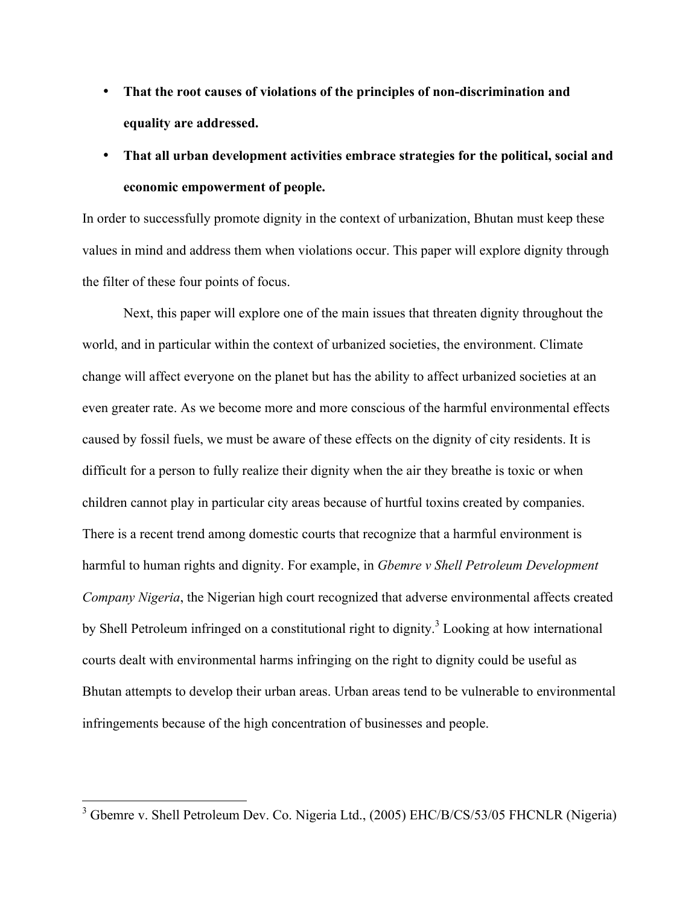- **That the root causes of violations of the principles of non-discrimination and equality are addressed.**
- **That all urban development activities embrace strategies for the political, social and economic empowerment of people.**

In order to successfully promote dignity in the context of urbanization, Bhutan must keep these values in mind and address them when violations occur. This paper will explore dignity through the filter of these four points of focus.

Next, this paper will explore one of the main issues that threaten dignity throughout the world, and in particular within the context of urbanized societies, the environment. Climate change will affect everyone on the planet but has the ability to affect urbanized societies at an even greater rate. As we become more and more conscious of the harmful environmental effects caused by fossil fuels, we must be aware of these effects on the dignity of city residents. It is difficult for a person to fully realize their dignity when the air they breathe is toxic or when children cannot play in particular city areas because of hurtful toxins created by companies. There is a recent trend among domestic courts that recognize that a harmful environment is harmful to human rights and dignity. For example, in *Gbemre v Shell Petroleum Development Company Nigeria*, the Nigerian high court recognized that adverse environmental affects created by Shell Petroleum infringed on a constitutional right to dignity.[3] Looking at how international courts dealt with environmental harms infringing on the right to dignity could be useful as Bhutan attempts to develop their urban areas. Urban areas tend to be vulnerable to environmental infringements because of the high concentration of businesses and people.

---

[3] Gbemre v. Shell Petroleum Dev. Co. Nigeria Ltd., (2005) EHC/B/CS/53/05 FHCNLR (Nigeria)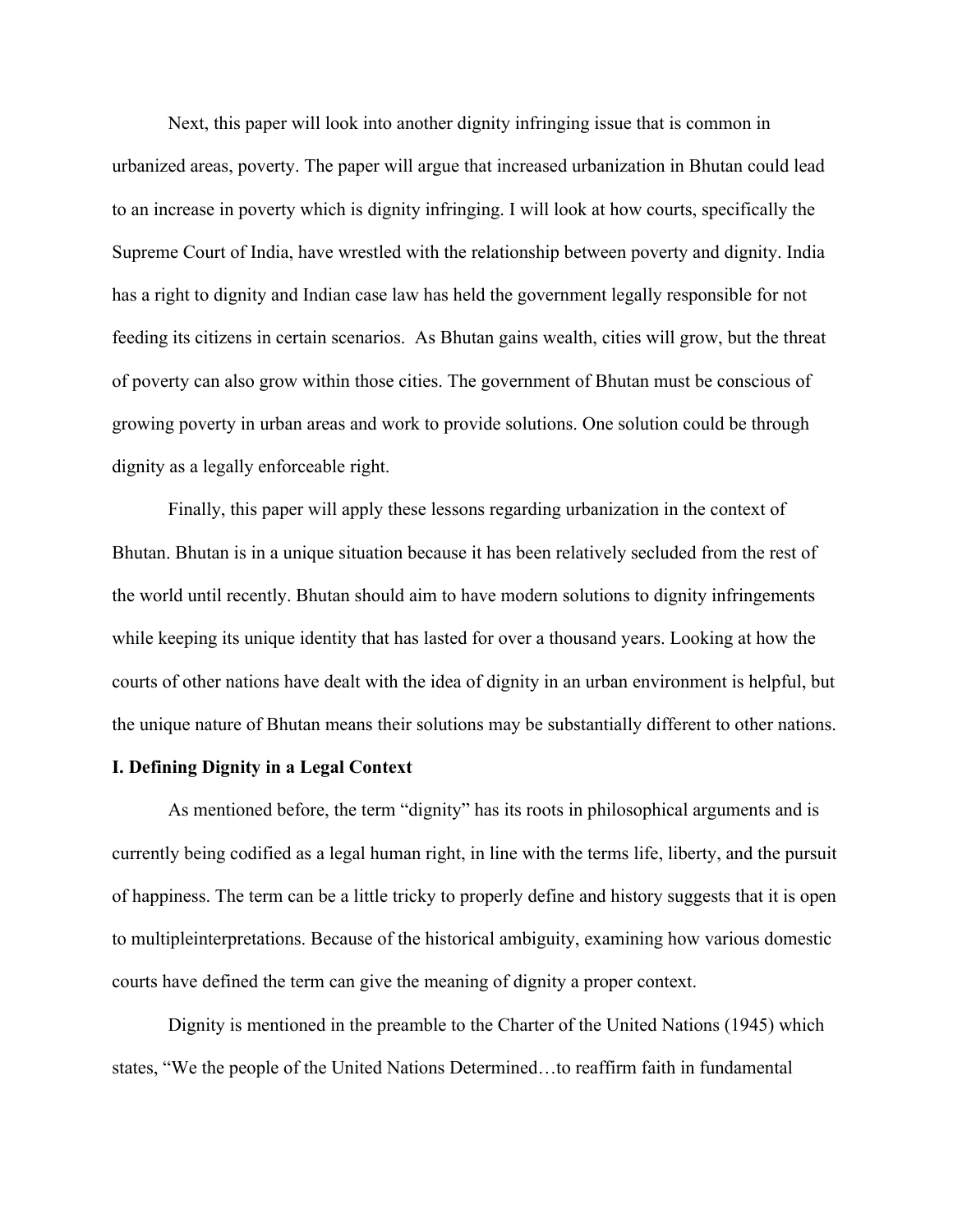Next, this paper will look into another dignity infringing issue that is common in urbanized areas, poverty. The paper will argue that increased urbanization in Bhutan could lead to an increase in poverty which is dignity infringing. I will look at how courts, specifically the Supreme Court of India, have wrestled with the relationship between poverty and dignity. India has a right to dignity and Indian case law has held the government legally responsible for not feeding its citizens in certain scenarios. As Bhutan gains wealth, cities will grow, but the threat of poverty can also grow within those cities. The government of Bhutan must be conscious of growing poverty in urban areas and work to provide solutions. One solution could be through dignity as a legally enforceable right.

Finally, this paper will apply these lessons regarding urbanization in the context of Bhutan. Bhutan is in a unique situation because it has been relatively secluded from the rest of the world until recently. Bhutan should aim to have modern solutions to dignity infringements while keeping its unique identity that has lasted for over a thousand years. Looking at how the courts of other nations have dealt with the idea of dignity in an urban environment is helpful, but the unique nature of Bhutan means their solutions may be substantially different to other nations.

## I. Defining Dignity in a Legal Context

As mentioned before, the term "dignity" has its roots in philosophical arguments and is currently being codified as a legal human right, in line with the terms life, liberty, and the pursuit of happiness. The term can be a little tricky to properly define and history suggests that it is open to multipleinterpretations. Because of the historical ambiguity, examining how various domestic courts have defined the term can give the meaning of dignity a proper context.

Dignity is mentioned in the preamble to the Charter of the United Nations (1945) which states, "We the people of the United Nations Determined…to reaffirm faith in fundamental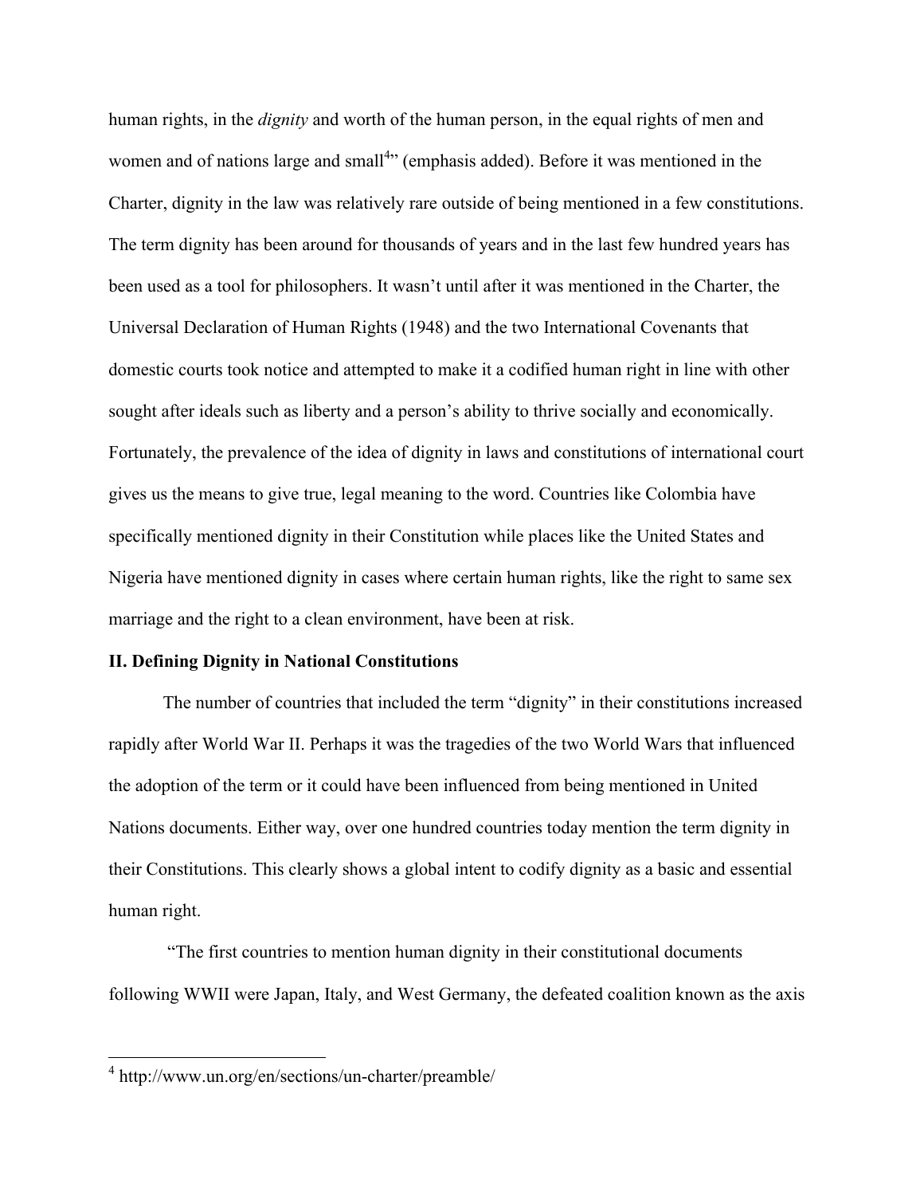human rights, in the *dignity* and worth of the human person, in the equal rights of men and women and of nations large and small[4]" (emphasis added). Before it was mentioned in the Charter, dignity in the law was relatively rare outside of being mentioned in a few constitutions. The term dignity has been around for thousands of years and in the last few hundred years has been used as a tool for philosophers. It wasn't until after it was mentioned in the Charter, the Universal Declaration of Human Rights (1948) and the two International Covenants that domestic courts took notice and attempted to make it a codified human right in line with other sought after ideals such as liberty and a person's ability to thrive socially and economically. Fortunately, the prevalence of the idea of dignity in laws and constitutions of international court gives us the means to give true, legal meaning to the word. Countries like Colombia have specifically mentioned dignity in their Constitution while places like the United States and Nigeria have mentioned dignity in cases where certain human rights, like the right to same sex marriage and the right to a clean environment, have been at risk.

## II. Defining Dignity in National Constitutions

The number of countries that included the term "dignity" in their constitutions increased rapidly after World War II. Perhaps it was the tragedies of the two World Wars that influenced the adoption of the term or it could have been influenced from being mentioned in United Nations documents. Either way, over one hundred countries today mention the term dignity in their Constitutions. This clearly shows a global intent to codify dignity as a basic and essential human right.

"The first countries to mention human dignity in their constitutional documents following WWII were Japan, Italy, and West Germany, the defeated coalition known as the axis

---

[4] http://www.un.org/en/sections/un-charter/preamble/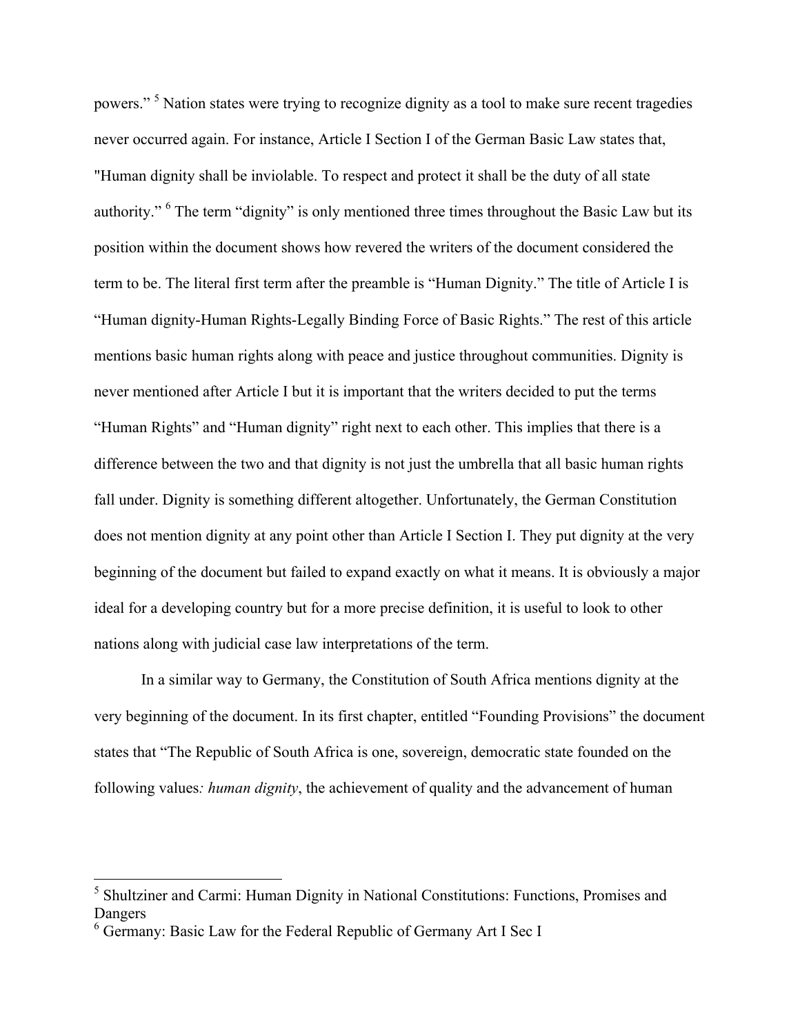powers."[5] Nation states were trying to recognize dignity as a tool to make sure recent tragedies never occurred again. For instance, Article I Section I of the German Basic Law states that, "Human dignity shall be inviolable. To respect and protect it shall be the duty of all state authority."[6] The term "dignity" is only mentioned three times throughout the Basic Law but its position within the document shows how revered the writers of the document considered the term to be. The literal first term after the preamble is "Human Dignity." The title of Article I is "Human dignity-Human Rights-Legally Binding Force of Basic Rights." The rest of this article mentions basic human rights along with peace and justice throughout communities. Dignity is never mentioned after Article I but it is important that the writers decided to put the terms "Human Rights" and "Human dignity" right next to each other. This implies that there is a difference between the two and that dignity is not just the umbrella that all basic human rights fall under. Dignity is something different altogether. Unfortunately, the German Constitution does not mention dignity at any point other than Article I Section I. They put dignity at the very beginning of the document but failed to expand exactly on what it means. It is obviously a major ideal for a developing country but for a more precise definition, it is useful to look to other nations along with judicial case law interpretations of the term.

In a similar way to Germany, the Constitution of South Africa mentions dignity at the very beginning of the document. In its first chapter, entitled "Founding Provisions" the document states that "The Republic of South Africa is one, sovereign, democratic state founded on the following values*: human dignity*, the achievement of quality and the advancement of human

---

[5] Shultziner and Carmi: Human Dignity in National Constitutions: Functions, Promises and Dangers

[6] Germany: Basic Law for the Federal Republic of Germany Art I Sec I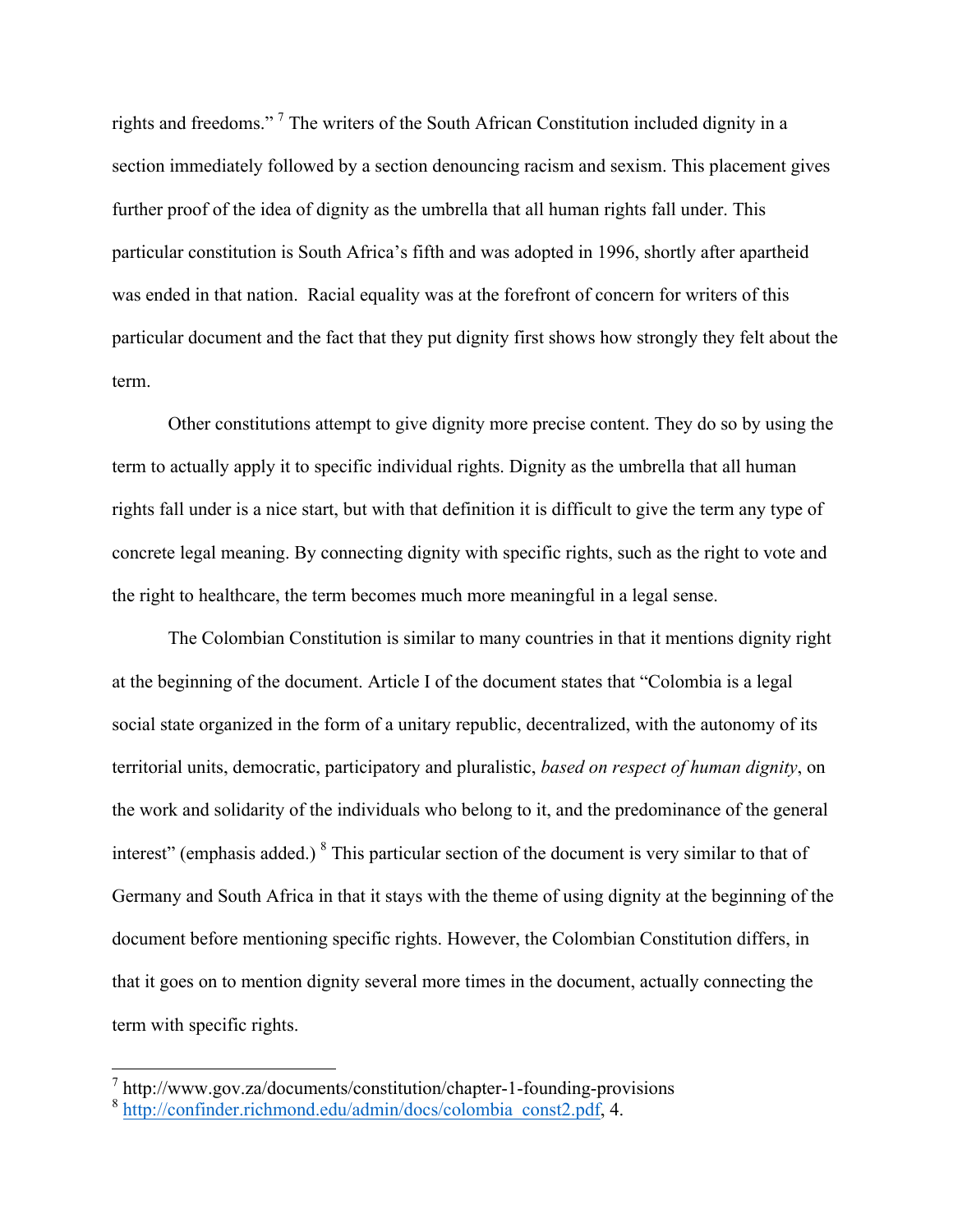rights and freedoms." [7] The writers of the South African Constitution included dignity in a section immediately followed by a section denouncing racism and sexism. This placement gives further proof of the idea of dignity as the umbrella that all human rights fall under. This particular constitution is South Africa's fifth and was adopted in 1996, shortly after apartheid was ended in that nation. Racial equality was at the forefront of concern for writers of this particular document and the fact that they put dignity first shows how strongly they felt about the term.

Other constitutions attempt to give dignity more precise content. They do so by using the term to actually apply it to specific individual rights. Dignity as the umbrella that all human rights fall under is a nice start, but with that definition it is difficult to give the term any type of concrete legal meaning. By connecting dignity with specific rights, such as the right to vote and the right to healthcare, the term becomes much more meaningful in a legal sense.

The Colombian Constitution is similar to many countries in that it mentions dignity right at the beginning of the document. Article I of the document states that "Colombia is a legal social state organized in the form of a unitary republic, decentralized, with the autonomy of its territorial units, democratic, participatory and pluralistic, *based on respect of human dignity*, on the work and solidarity of the individuals who belong to it, and the predominance of the general interest" (emphasis added.) [8] This particular section of the document is very similar to that of Germany and South Africa in that it stays with the theme of using dignity at the beginning of the document before mentioning specific rights. However, the Colombian Constitution differs, in that it goes on to mention dignity several more times in the document, actually connecting the term with specific rights.

---

[7] http://www.gov.za/documents/constitution/chapter-1-founding-provisions

[8] http://confinder.richmond.edu/admin/docs/colombia_const2.pdf, 4.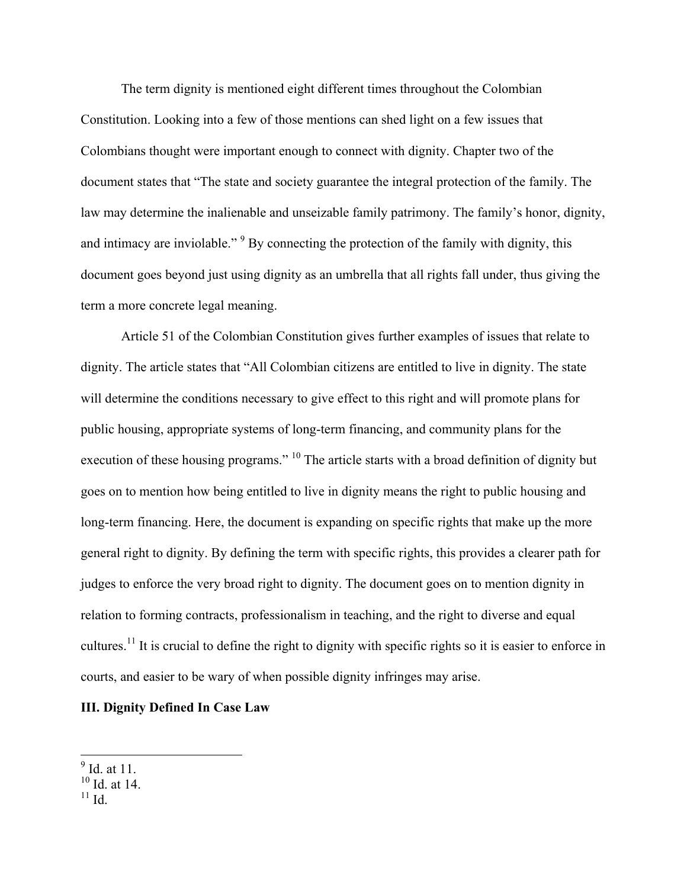The term dignity is mentioned eight different times throughout the Colombian Constitution. Looking into a few of those mentions can shed light on a few issues that Colombians thought were important enough to connect with dignity. Chapter two of the document states that "The state and society guarantee the integral protection of the family. The law may determine the inalienable and unseizable family patrimony. The family's honor, dignity, and intimacy are inviolable." [9] By connecting the protection of the family with dignity, this document goes beyond just using dignity as an umbrella that all rights fall under, thus giving the term a more concrete legal meaning.

Article 51 of the Colombian Constitution gives further examples of issues that relate to dignity. The article states that "All Colombian citizens are entitled to live in dignity. The state will determine the conditions necessary to give effect to this right and will promote plans for public housing, appropriate systems of long-term financing, and community plans for the execution of these housing programs." [10] The article starts with a broad definition of dignity but goes on to mention how being entitled to live in dignity means the right to public housing and long-term financing. Here, the document is expanding on specific rights that make up the more general right to dignity. By defining the term with specific rights, this provides a clearer path for judges to enforce the very broad right to dignity. The document goes on to mention dignity in relation to forming contracts, professionalism in teaching, and the right to diverse and equal cultures.[11] It is crucial to define the right to dignity with specific rights so it is easier to enforce in courts, and easier to be wary of when possible dignity infringes may arise.

**III. Dignity Defined In Case Law**

---

[9] Id. at 11.
[10] Id. at 14.
[11] Id.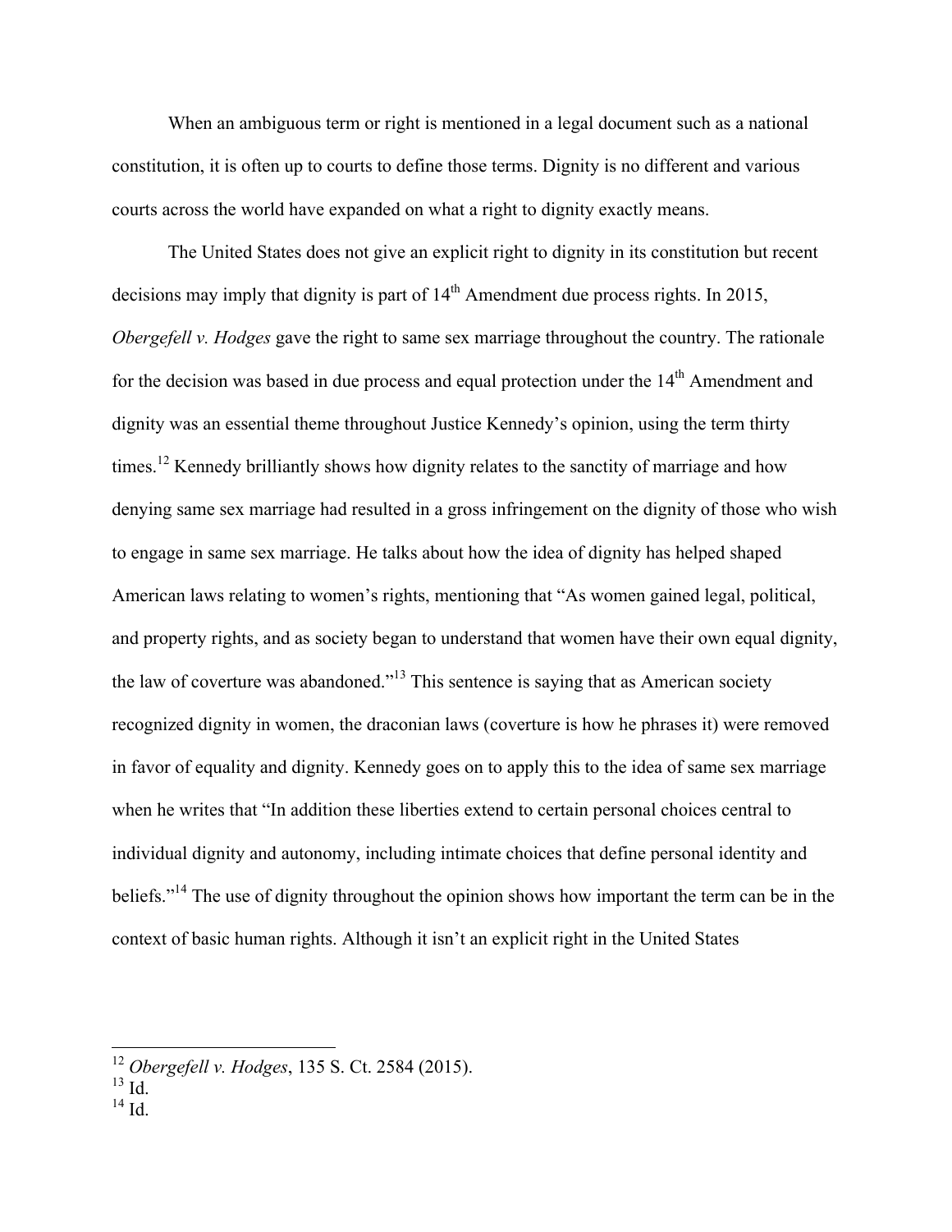When an ambiguous term or right is mentioned in a legal document such as a national constitution, it is often up to courts to define those terms. Dignity is no different and various courts across the world have expanded on what a right to dignity exactly means.

The United States does not give an explicit right to dignity in its constitution but recent decisions may imply that dignity is part of 14th Amendment due process rights. In 2015, *Obergefell v. Hodges* gave the right to same sex marriage throughout the country. The rationale for the decision was based in due process and equal protection under the 14th Amendment and dignity was an essential theme throughout Justice Kennedy's opinion, using the term thirty times.[12] Kennedy brilliantly shows how dignity relates to the sanctity of marriage and how denying same sex marriage had resulted in a gross infringement on the dignity of those who wish to engage in same sex marriage. He talks about how the idea of dignity has helped shaped American laws relating to women's rights, mentioning that "As women gained legal, political, and property rights, and as society began to understand that women have their own equal dignity, the law of coverture was abandoned."[13] This sentence is saying that as American society recognized dignity in women, the draconian laws (coverture is how he phrases it) were removed in favor of equality and dignity. Kennedy goes on to apply this to the idea of same sex marriage when he writes that "In addition these liberties extend to certain personal choices central to individual dignity and autonomy, including intimate choices that define personal identity and beliefs."[14] The use of dignity throughout the opinion shows how important the term can be in the context of basic human rights. Although it isn't an explicit right in the United States

---

[12] *Obergefell v. Hodges*, 135 S. Ct. 2584 (2015).
[13] Id.
[14] Id.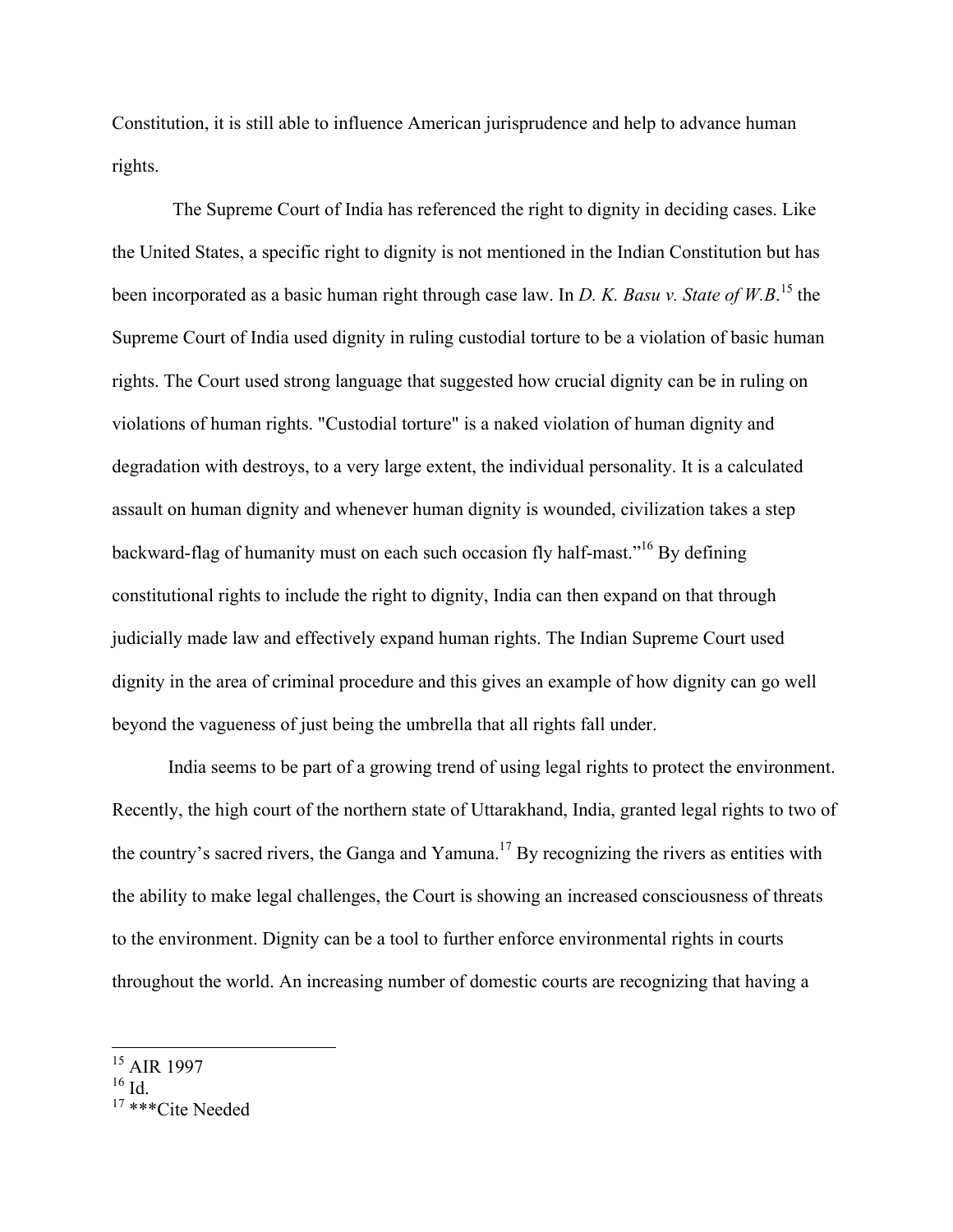Constitution, it is still able to influence American jurisprudence and help to advance human rights.

The Supreme Court of India has referenced the right to dignity in deciding cases. Like the United States, a specific right to dignity is not mentioned in the Indian Constitution but has been incorporated as a basic human right through case law. In *D. K. Basu v. State of W.B*.[15] the Supreme Court of India used dignity in ruling custodial torture to be a violation of basic human rights. The Court used strong language that suggested how crucial dignity can be in ruling on violations of human rights. "Custodial torture" is a naked violation of human dignity and degradation with destroys, to a very large extent, the individual personality. It is a calculated assault on human dignity and whenever human dignity is wounded, civilization takes a step backward-flag of humanity must on each such occasion fly half-mast."[16] By defining constitutional rights to include the right to dignity, India can then expand on that through judicially made law and effectively expand human rights. The Indian Supreme Court used dignity in the area of criminal procedure and this gives an example of how dignity can go well beyond the vagueness of just being the umbrella that all rights fall under.

India seems to be part of a growing trend of using legal rights to protect the environment. Recently, the high court of the northern state of Uttarakhand, India, granted legal rights to two of the country's sacred rivers, the Ganga and Yamuna.[17] By recognizing the rivers as entities with the ability to make legal challenges, the Court is showing an increased consciousness of threats to the environment. Dignity can be a tool to further enforce environmental rights in courts throughout the world. An increasing number of domestic courts are recognizing that having a

---

[15] AIR 1997

[16] Id.

[17] ***Cite Needed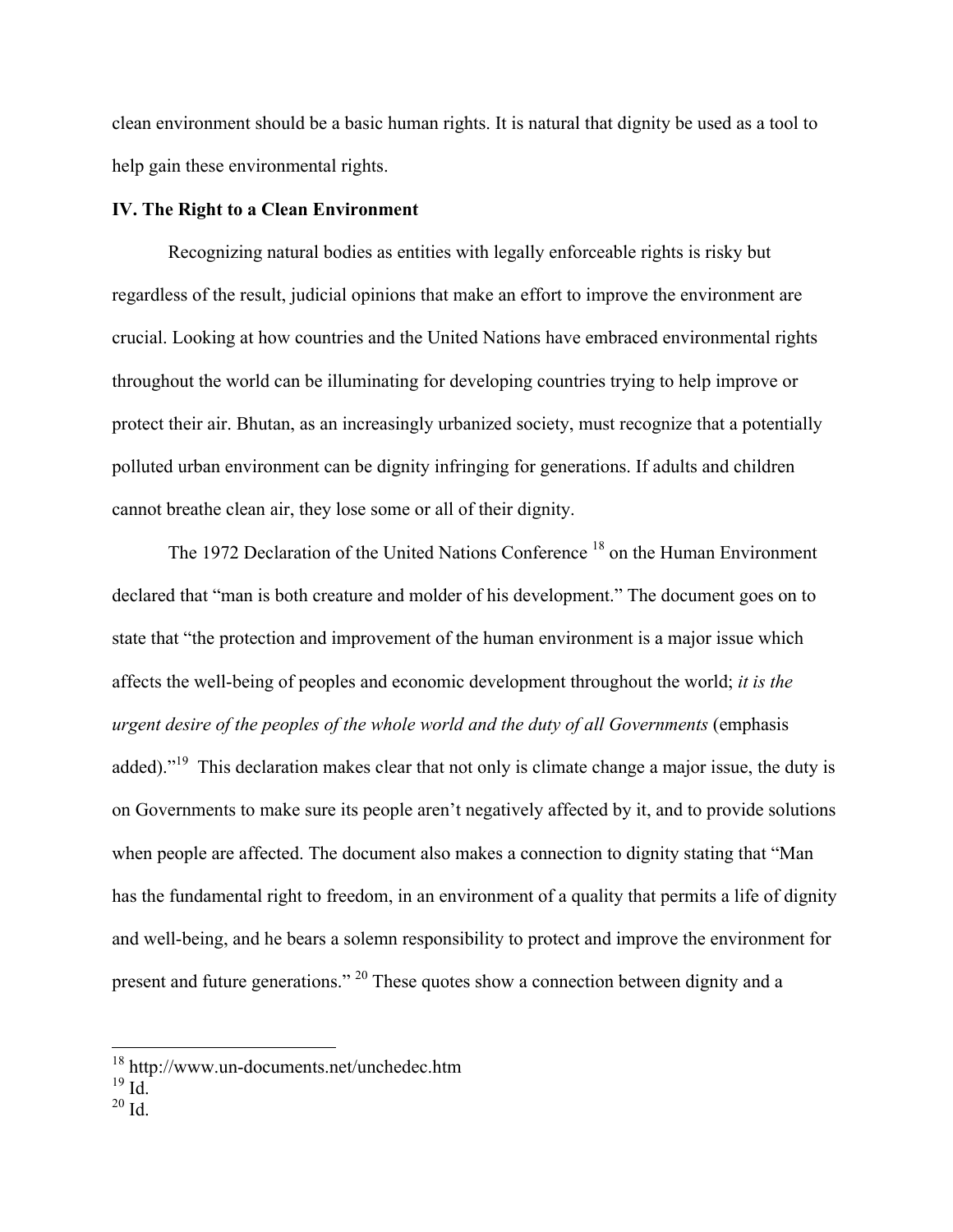clean environment should be a basic human rights. It is natural that dignity be used as a tool to help gain these environmental rights.

## IV. The Right to a Clean Environment

Recognizing natural bodies as entities with legally enforceable rights is risky but regardless of the result, judicial opinions that make an effort to improve the environment are crucial. Looking at how countries and the United Nations have embraced environmental rights throughout the world can be illuminating for developing countries trying to help improve or protect their air. Bhutan, as an increasingly urbanized society, must recognize that a potentially polluted urban environment can be dignity infringing for generations. If adults and children cannot breathe clean air, they lose some or all of their dignity.

The 1972 Declaration of the United Nations Conference [18] on the Human Environment declared that "man is both creature and molder of his development." The document goes on to state that "the protection and improvement of the human environment is a major issue which affects the well-being of peoples and economic development throughout the world; *it is the urgent desire of the peoples of the whole world and the duty of all Governments* (emphasis added)."[19] This declaration makes clear that not only is climate change a major issue, the duty is on Governments to make sure its people aren't negatively affected by it, and to provide solutions when people are affected. The document also makes a connection to dignity stating that "Man has the fundamental right to freedom, in an environment of a quality that permits a life of dignity and well-being, and he bears a solemn responsibility to protect and improve the environment for present and future generations." [20] These quotes show a connection between dignity and a

---

[18] http://www.un-documents.net/unchedec.htm

[19] Id.

[20] Id.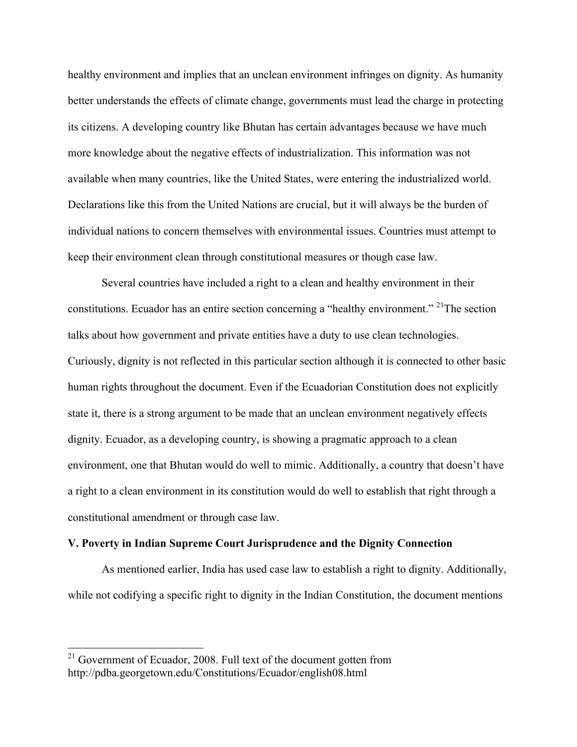healthy environment and implies that an unclean environment infringes on dignity. As humanity better understands the effects of climate change, governments must lead the charge in protecting its citizens. A developing country like Bhutan has certain advantages because we have much more knowledge about the negative effects of industrialization. This information was not available when many countries, like the United States, were entering the industrialized world. Declarations like this from the United Nations are crucial, but it will always be the burden of individual nations to concern themselves with environmental issues. Countries must attempt to keep their environment clean through constitutional measures or though case law.

Several countries have included a right to a clean and healthy environment in their constitutions. Ecuador has an entire section concerning a "healthy environment." [21]The section talks about how government and private entities have a duty to use clean technologies. Curiously, dignity is not reflected in this particular section although it is connected to other basic human rights throughout the document. Even if the Ecuadorian Constitution does not explicitly state it, there is a strong argument to be made that an unclean environment negatively effects dignity. Ecuador, as a developing country, is showing a pragmatic approach to a clean environment, one that Bhutan would do well to mimic. Additionally, a country that doesn't have a right to a clean environment in its constitution would do well to establish that right through a constitutional amendment or through case law.

**V. Poverty in Indian Supreme Court Jurisprudence and the Dignity Connection**

As mentioned earlier, India has used case law to establish a right to dignity. Additionally, while not codifying a specific right to dignity in the Indian Constitution, the document mentions

---

[21] Government of Ecuador, 2008. Full text of the document gotten from http://pdba.georgetown.edu/Constitutions/Ecuador/english08.html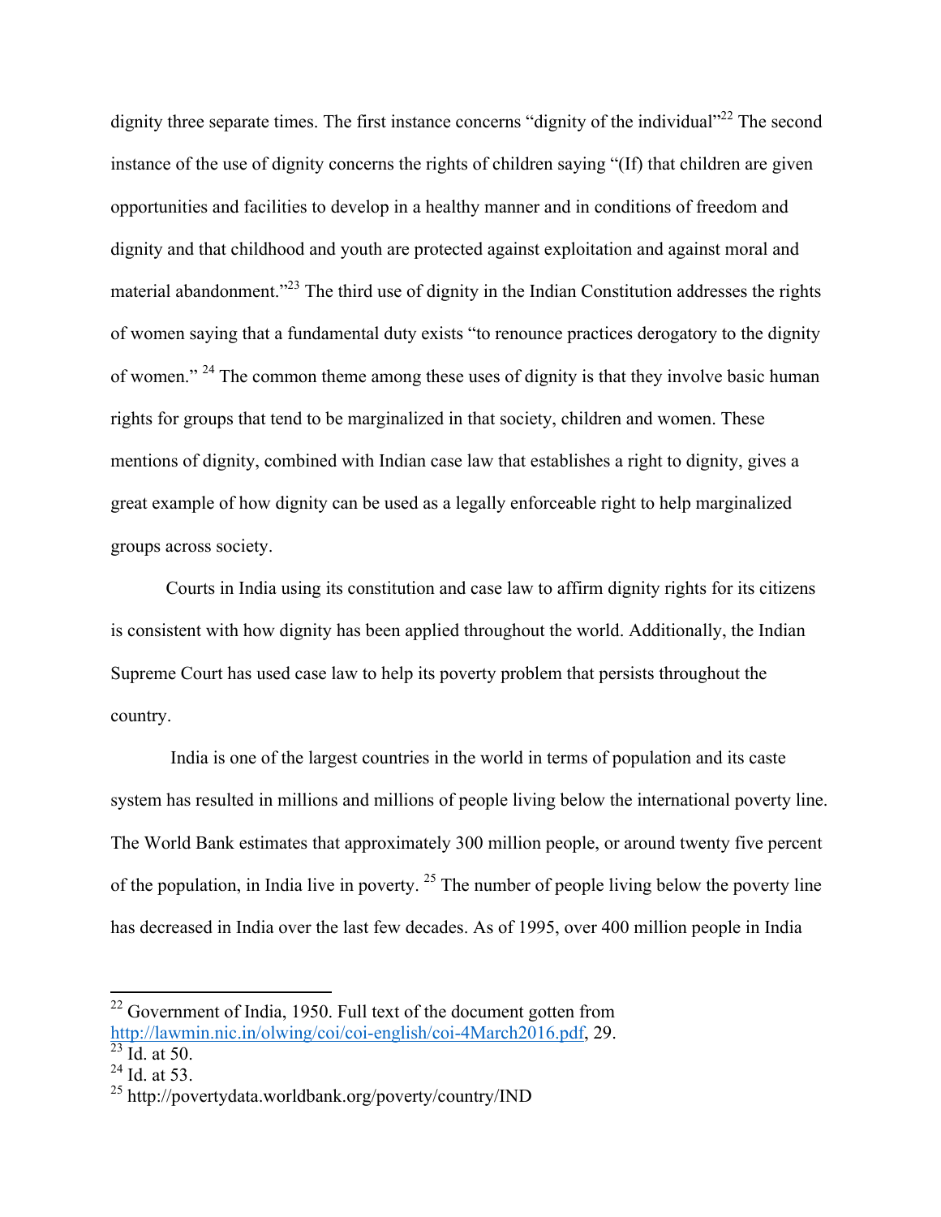dignity three separate times. The first instance concerns "dignity of the individual"[22] The second instance of the use of dignity concerns the rights of children saying "(If) that children are given opportunities and facilities to develop in a healthy manner and in conditions of freedom and dignity and that childhood and youth are protected against exploitation and against moral and material abandonment."[23] The third use of dignity in the Indian Constitution addresses the rights of women saying that a fundamental duty exists "to renounce practices derogatory to the dignity of women." [24] The common theme among these uses of dignity is that they involve basic human rights for groups that tend to be marginalized in that society, children and women. These mentions of dignity, combined with Indian case law that establishes a right to dignity, gives a great example of how dignity can be used as a legally enforceable right to help marginalized groups across society.

Courts in India using its constitution and case law to affirm dignity rights for its citizens is consistent with how dignity has been applied throughout the world. Additionally, the Indian Supreme Court has used case law to help its poverty problem that persists throughout the country.

India is one of the largest countries in the world in terms of population and its caste system has resulted in millions and millions of people living below the international poverty line. The World Bank estimates that approximately 300 million people, or around twenty five percent of the population, in India live in poverty. [25] The number of people living below the poverty line has decreased in India over the last few decades. As of 1995, over 400 million people in India

---

[22] Government of India, 1950. Full text of the document gotten from [http://lawmin.nic.in/olwing/coi/coi-english/coi-4March2016.pdf](http://lawmin.nic.in/olwing/coi/coi-english/coi-4March2016.pdf), 29.

[23] Id. at 50.

[24] Id. at 53.

[25] http://povertydata.worldbank.org/poverty/country/IND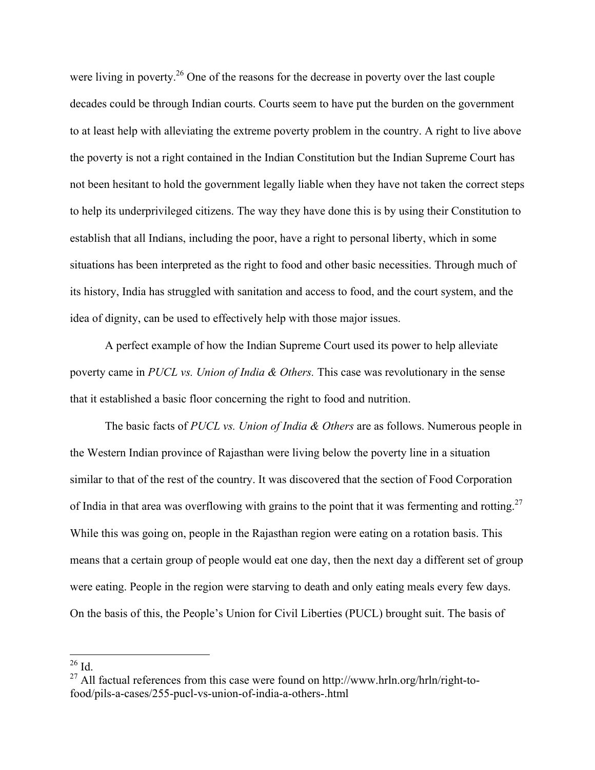were living in poverty.[26] One of the reasons for the decrease in poverty over the last couple decades could be through Indian courts. Courts seem to have put the burden on the government to at least help with alleviating the extreme poverty problem in the country. A right to live above the poverty is not a right contained in the Indian Constitution but the Indian Supreme Court has not been hesitant to hold the government legally liable when they have not taken the correct steps to help its underprivileged citizens. The way they have done this is by using their Constitution to establish that all Indians, including the poor, have a right to personal liberty, which in some situations has been interpreted as the right to food and other basic necessities. Through much of its history, India has struggled with sanitation and access to food, and the court system, and the idea of dignity, can be used to effectively help with those major issues.

A perfect example of how the Indian Supreme Court used its power to help alleviate poverty came in *PUCL vs. Union of India & Others.* This case was revolutionary in the sense that it established a basic floor concerning the right to food and nutrition.

The basic facts of *PUCL vs. Union of India & Others* are as follows. Numerous people in the Western Indian province of Rajasthan were living below the poverty line in a situation similar to that of the rest of the country. It was discovered that the section of Food Corporation of India in that area was overflowing with grains to the point that it was fermenting and rotting.[27] While this was going on, people in the Rajasthan region were eating on a rotation basis. This means that a certain group of people would eat one day, then the next day a different set of group were eating. People in the region were starving to death and only eating meals every few days. On the basis of this, the People's Union for Civil Liberties (PUCL) brought suit. The basis of

---

[26] Id.

[27] All factual references from this case were found on http://www.hrln.org/hrln/right-to-food/pils-a-cases/255-pucl-vs-union-of-india-a-others-.html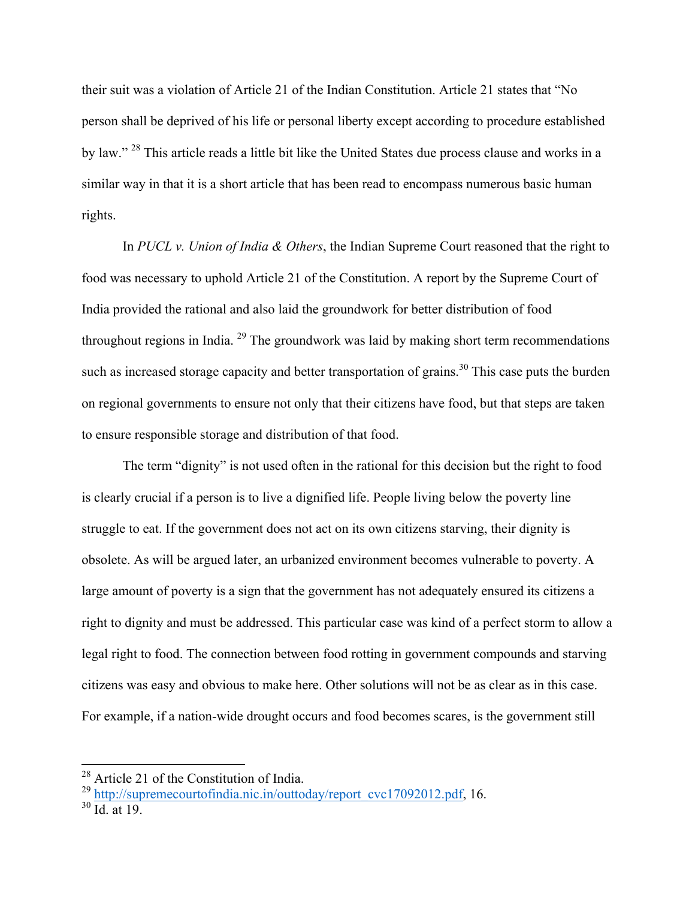their suit was a violation of Article 21 of the Indian Constitution. Article 21 states that "No person shall be deprived of his life or personal liberty except according to procedure established by law." [28] This article reads a little bit like the United States due process clause and works in a similar way in that it is a short article that has been read to encompass numerous basic human rights.

In *PUCL v. Union of India & Others*, the Indian Supreme Court reasoned that the right to food was necessary to uphold Article 21 of the Constitution. A report by the Supreme Court of India provided the rational and also laid the groundwork for better distribution of food throughout regions in India. [29] The groundwork was laid by making short term recommendations such as increased storage capacity and better transportation of grains.[30] This case puts the burden on regional governments to ensure not only that their citizens have food, but that steps are taken to ensure responsible storage and distribution of that food.

The term "dignity" is not used often in the rational for this decision but the right to food is clearly crucial if a person is to live a dignified life. People living below the poverty line struggle to eat. If the government does not act on its own citizens starving, their dignity is obsolete. As will be argued later, an urbanized environment becomes vulnerable to poverty. A large amount of poverty is a sign that the government has not adequately ensured its citizens a right to dignity and must be addressed. This particular case was kind of a perfect storm to allow a legal right to food. The connection between food rotting in government compounds and starving citizens was easy and obvious to make here. Other solutions will not be as clear as in this case. For example, if a nation-wide drought occurs and food becomes scares, is the government still

---

[28] Article 21 of the Constitution of India.

[29] http://supremecourtofindia.nic.in/outtoday/report_cvc17092012.pdf, 16.

[30] Id. at 19.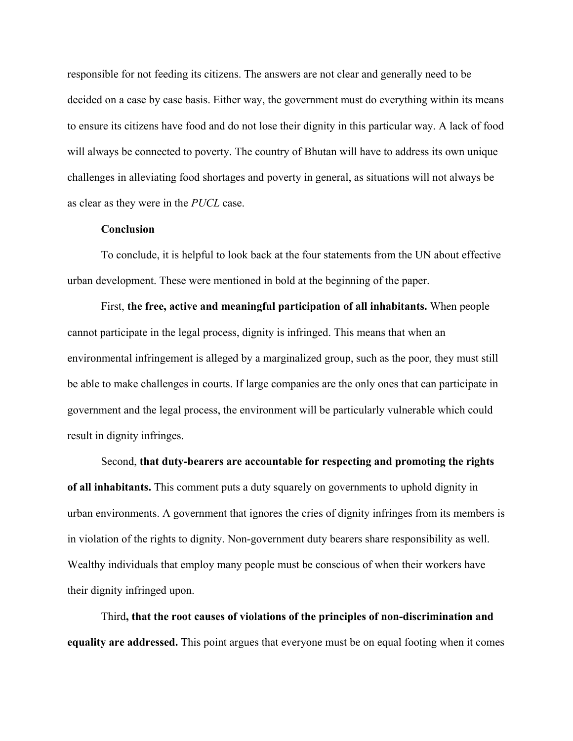responsible for not feeding its citizens. The answers are not clear and generally need to be decided on a case by case basis. Either way, the government must do everything within its means to ensure its citizens have food and do not lose their dignity in this particular way. A lack of food will always be connected to poverty. The country of Bhutan will have to address its own unique challenges in alleviating food shortages and poverty in general, as situations will not always be as clear as they were in the *PUCL* case.

## Conclusion

To conclude, it is helpful to look back at the four statements from the UN about effective urban development. These were mentioned in bold at the beginning of the paper.

First, **the free, active and meaningful participation of all inhabitants.** When people cannot participate in the legal process, dignity is infringed. This means that when an environmental infringement is alleged by a marginalized group, such as the poor, they must still be able to make challenges in courts. If large companies are the only ones that can participate in government and the legal process, the environment will be particularly vulnerable which could result in dignity infringes.

Second, **that duty-bearers are accountable for respecting and promoting the rights of all inhabitants.** This comment puts a duty squarely on governments to uphold dignity in urban environments. A government that ignores the cries of dignity infringes from its members is in violation of the rights to dignity. Non-government duty bearers share responsibility as well. Wealthy individuals that employ many people must be conscious of when their workers have their dignity infringed upon.

Third**, that the root causes of violations of the principles of non-discrimination and equality are addressed.** This point argues that everyone must be on equal footing when it comes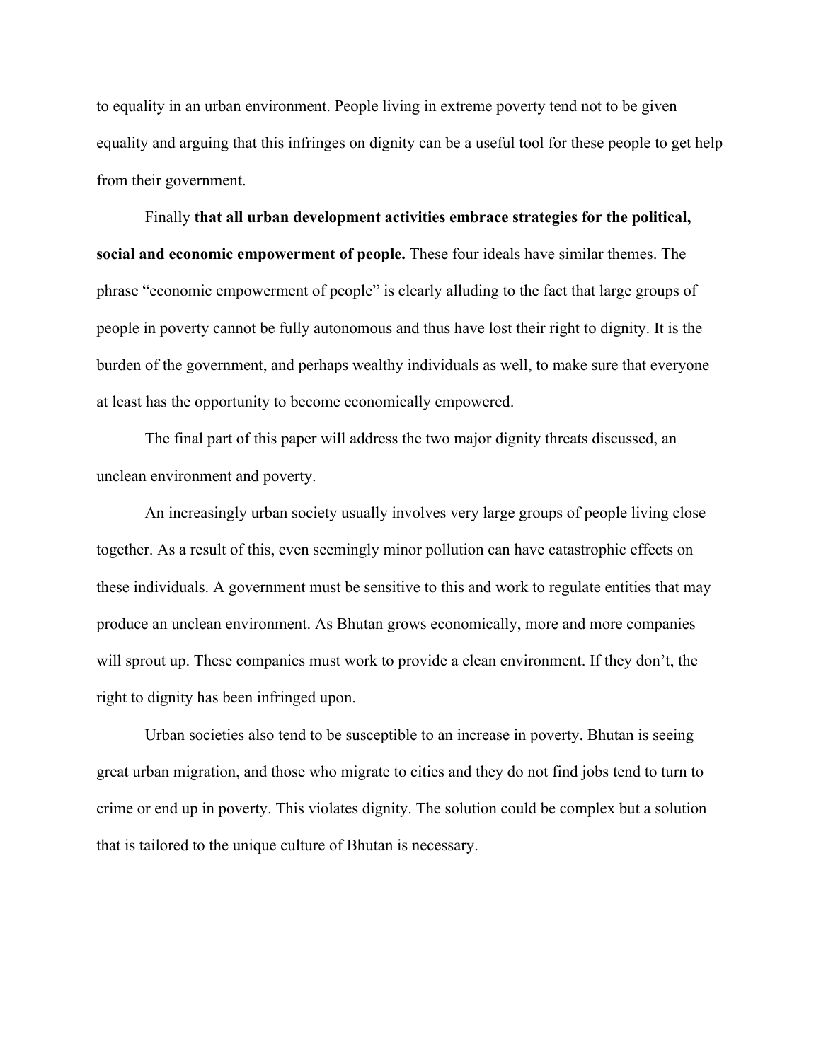to equality in an urban environment. People living in extreme poverty tend not to be given equality and arguing that this infringes on dignity can be a useful tool for these people to get help from their government.

Finally **that all urban development activities embrace strategies for the political, social and economic empowerment of people.** These four ideals have similar themes. The phrase "economic empowerment of people" is clearly alluding to the fact that large groups of people in poverty cannot be fully autonomous and thus have lost their right to dignity. It is the burden of the government, and perhaps wealthy individuals as well, to make sure that everyone at least has the opportunity to become economically empowered.

The final part of this paper will address the two major dignity threats discussed, an unclean environment and poverty.

An increasingly urban society usually involves very large groups of people living close together. As a result of this, even seemingly minor pollution can have catastrophic effects on these individuals. A government must be sensitive to this and work to regulate entities that may produce an unclean environment. As Bhutan grows economically, more and more companies will sprout up. These companies must work to provide a clean environment. If they don't, the right to dignity has been infringed upon.

Urban societies also tend to be susceptible to an increase in poverty. Bhutan is seeing great urban migration, and those who migrate to cities and they do not find jobs tend to turn to crime or end up in poverty. This violates dignity. The solution could be complex but a solution that is tailored to the unique culture of Bhutan is necessary.